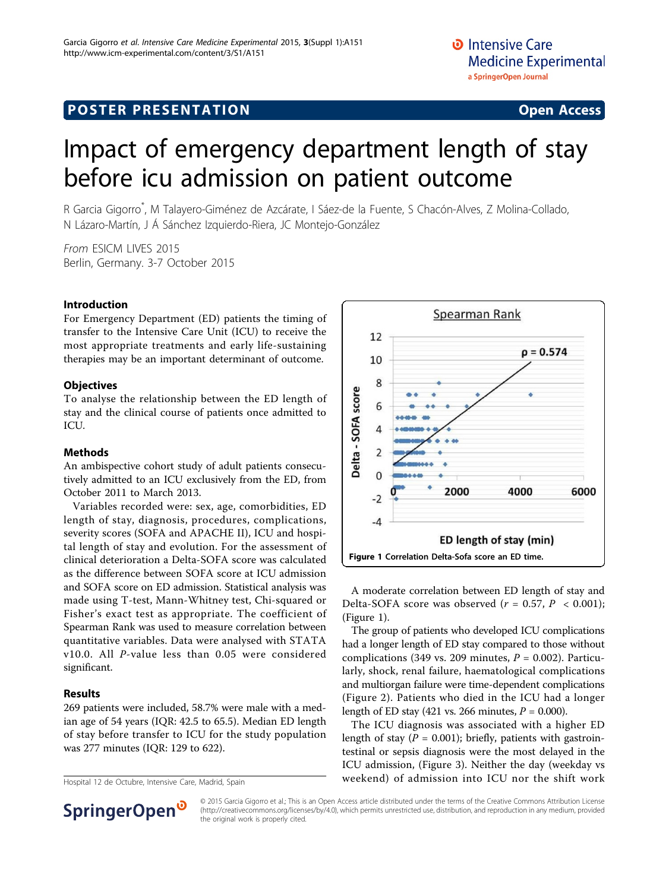POSTER PRESENTATION — Open Access

# Impact of emergency department length of stay before icu admission on patient outcome

R Garcia Gigorro*, M Talayero-Giménez de Azcárate, I Sáez-de la Fuente, S Chacón-Alves, Z Molina-Collado, N Lázaro-Martín, J Á Sánchez Izquierdo-Riera, JC Montejo-González

*From* ESICM LIVES 2015
Berlin, Germany. 3-7 October 2015

## Introduction

For Emergency Department (ED) patients the timing of transfer to the Intensive Care Unit (ICU) to receive the most appropriate treatments and early life-sustaining therapies may be an important determinant of outcome.

## Objectives

To analyse the relationship between the ED length of stay and the clinical course of patients once admitted to ICU.

## Methods

An ambispective cohort study of adult patients consecutively admitted to an ICU exclusively from the ED, from October 2011 to March 2013.

Variables recorded were: sex, age, comorbidities, ED length of stay, diagnosis, procedures, complications, severity scores (SOFA and APACHE II), ICU and hospital length of stay and evolution. For the assessment of clinical deterioration a Delta-SOFA score was calculated as the difference between SOFA score at ICU admission and SOFA score on ED admission. Statistical analysis was made using T-test, Mann-Whitney test, Chi-squared or Fisher's exact test as appropriate. The coefficient of Spearman Rank was used to measure correlation between quantitative variables. Data were analysed with STATA v10.0. All *P*-value less than 0.05 were considered significant.

## Results

269 patients were included, 58.7% were male with a median age of 54 years (IQR: 42.5 to 65.5). Median ED length of stay before transfer to ICU for the study population was 277 minutes (IQR: 129 to 622).

Spearman Rank

ρ = 0.574

Delta - SOFA score

12
10
8
6
4
2
0
-2
-4

0
2000
4000
6000

ED length of stay (min)

**Figure 1** Correlation Delta-Sofa score an ED time.

A moderate correlation between ED length of stay and Delta-SOFA score was observed ($r = 0.57$, $P < 0.001$); (Figure 1).

The group of patients who developed ICU complications had a longer length of ED stay compared to those without complications (349 vs. 209 minutes, $P = 0.002$). Particularly, shock, renal failure, haematological complications and multiorgan failure were time-dependent complications (Figure 2). Patients who died in the ICU had a longer length of ED stay (421 vs. 266 minutes, $P = 0.000$).

The ICU diagnosis was associated with a higher ED length of stay ($P = 0.001$); briefly, patients with gastrointestinal or sepsis diagnosis were the most delayed in the ICU admission, (Figure 3). Neither the day (weekday vs weekend) of admission into ICU nor the shift work

Hospital 12 de Octubre, Intensive Care, Madrid, Spain

© 2015 Garcia Gigorro et al.; This is an Open Access article distributed under the terms of the Creative Commons Attribution License (http://creativecommons.org/licenses/by/4.0), which permits unrestricted use, distribution, and reproduction in any medium, provided the original work is properly cited.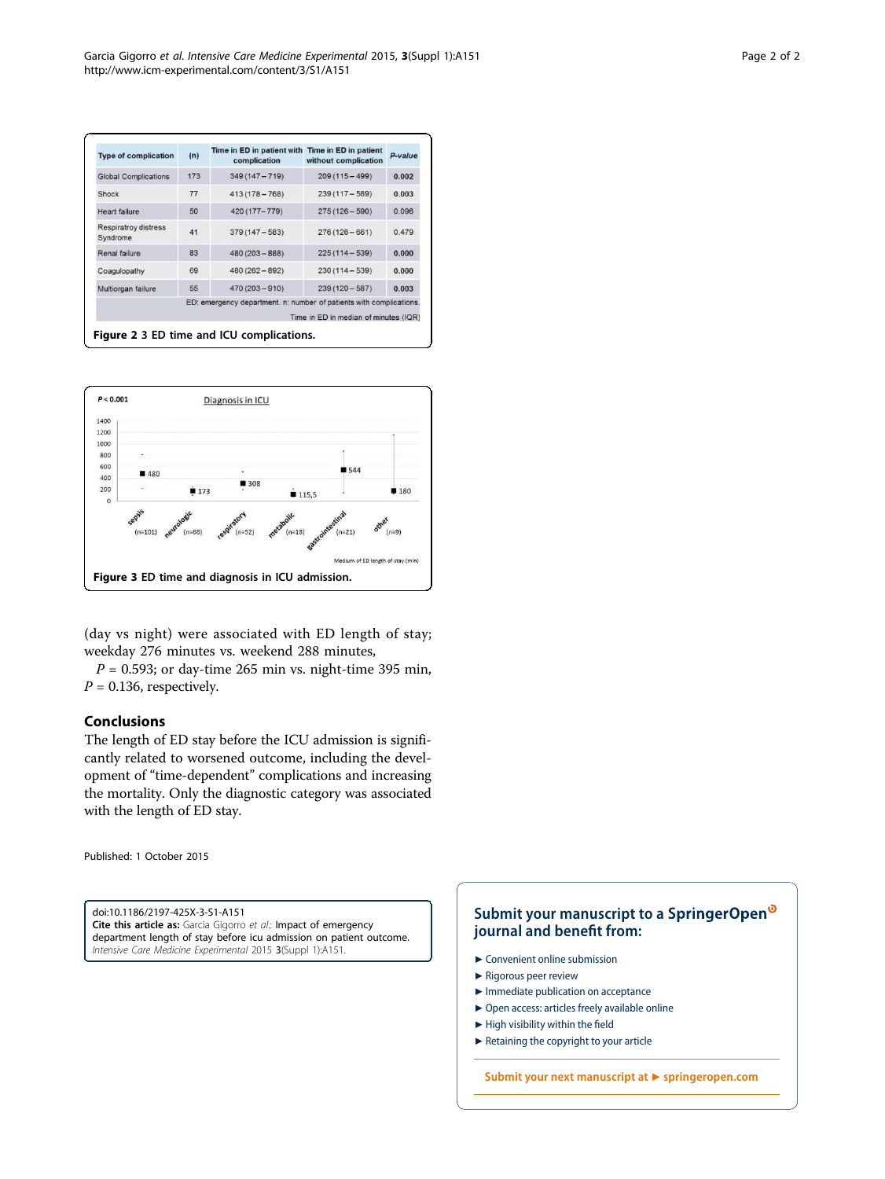| Type of complication | (n) | Time in ED in patient with complication | Time in ED in patient without complication | P-value |
|---|---|---|---|---|
| Global Complications | 173 | 349 (147 – 719) | 209 (115 – 499) | **0.002** |
| Shock | 77 | 413 (178 – 768) | 239 (117 – 589) | **0.003** |
| Heart failure | 50 | 420 (177 – 779) | 275 (126 – 590) | 0.096 |
| Respiratroy distress Syndrome | 41 | 379 (147 – 583) | 276 (126 – 661) | 0.479 |
| Renal failure | 83 | 480 (203 – 888) | 225 (114 – 539) | **0.000** |
| Coagulopathy | 69 | 480 (262 – 892) | 230 (114 – 539) | **0.000** |
| Multiorgan failure | 55 | 470 (203 – 910) | 239 (120 – 587) | **0.003** |

ED: emergency department. n: number of patients with complications.

Time in ED in median of minutes (IQR)

**Figure 2 3 ED time and ICU complications.**

P < 0.001

Diagnosis in ICU

1400
1200
1000
800
600
400
200
0

480
173
308
115,5
544
180

sepsis (n=101)
neurologic (n=68)
respiratory (n=52)
metabolic (n=18)
gastrointestinal (n=21)
other (n=9)

Medium of ED length of stay (min)

**Figure 3 ED time and diagnosis in ICU admission.**

(day vs night) were associated with ED length of stay; weekday 276 minutes vs. weekend 288 minutes, $P = 0.593$; or day-time 265 min vs. night-time 395 min, $P = 0.136$, respectively.

## Conclusions

The length of ED stay before the ICU admission is significantly related to worsened outcome, including the development of "time-dependent" complications and increasing the mortality. Only the diagnostic category was associated with the length of ED stay.

Published: 1 October 2015

doi:10.1186/2197-425X-3-S1-A151
**Cite this article as:** Garcia Gigorro *et al.*: Impact of emergency department length of stay before icu admission on patient outcome. *Intensive Care Medicine Experimental* 2015 **3**(Suppl 1):A151.